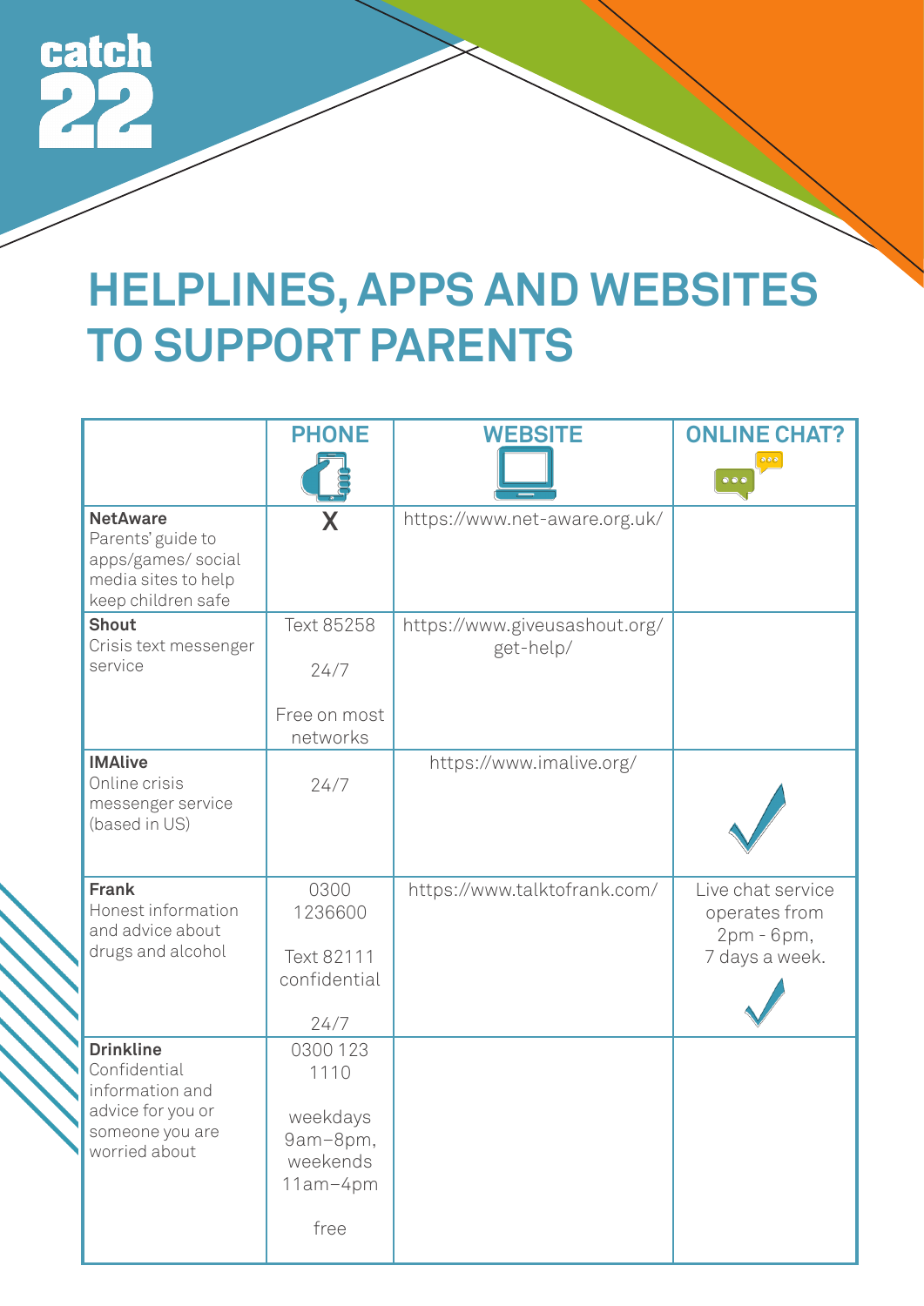catch 22

# HELPLINES, APPS AND WEBSITES TO SUPPORT PARENTS

| | PHONE | WEBSITE | ONLINE CHAT? |
|---|---|---|---|
| **NetAware** Parents' guide to apps/games/ social media sites to help keep children safe | X | https://www.net-aware.org.uk/ | |
| **Shout** Crisis text messenger service | Text 85258<br><br>24/7<br><br>Free on most networks | https://www.giveusashout.org/get-help/ | |
| **IMAlive** Online crisis messenger service (based in US) | 24/7 | https://www.imalive.org/ | ✓ |
| **Frank** Honest information and advice about drugs and alcohol | 0300 1236600<br><br>Text 82111 confidential<br><br>24/7 | https://www.talktofrank.com/ | Live chat service operates from 2pm - 6pm, 7 days a week.<br><br>✓ |
| **Drinkline** Confidential information and advice for you or someone you are worried about | 0300 123 1110<br><br>weekdays 9am–8pm, weekends 11am–4pm<br><br>free | | |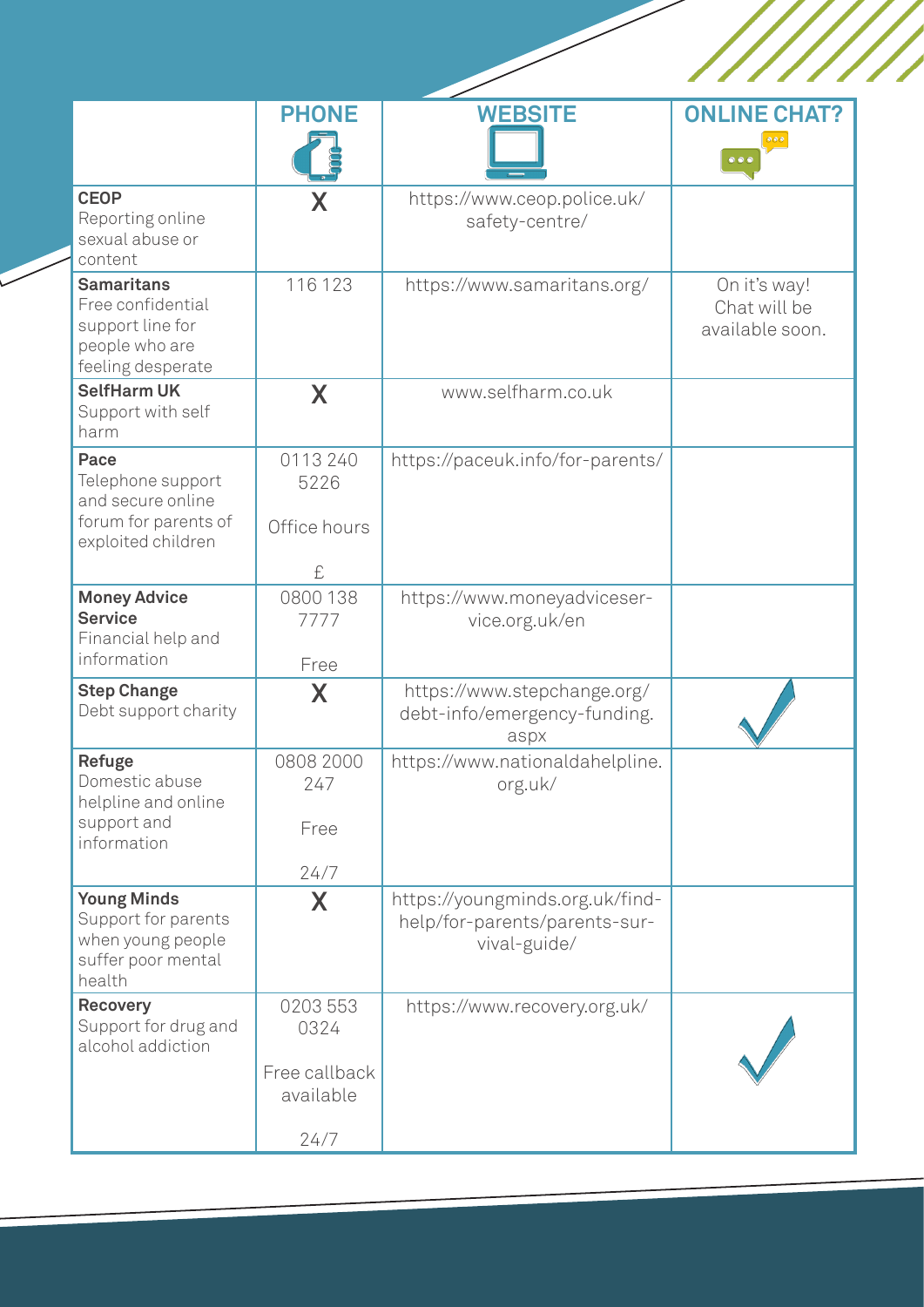| | PHONE | WEBSITE | ONLINE CHAT? |
|---|---|---|---|
| **CEOP** Reporting online sexual abuse or content | X | https://www.ceop.police.uk/safety-centre/ | |
| **Samaritans** Free confidential support line for people who are feeling desperate | 116 123 | https://www.samaritans.org/ | On it's way! Chat will be available soon. |
| **SelfHarm UK** Support with self harm | X | www.selfharm.co.uk | |
| **Pace** Telephone support and secure online forum for parents of exploited children | 0113 240 5226 Office hours £ | https://paceuk.info/for-parents/ | |
| **Money Advice Service** Financial help and information | 0800 138 7777 Free | https://www.moneyadviceservice.org.uk/en | |
| **Step Change** Debt support charity | X | https://www.stepchange.org/debt-info/emergency-funding.aspx | ✓ |
| **Refuge** Domestic abuse helpline and online support and information | 0808 2000 247 Free 24/7 | https://www.nationaldahelpline.org.uk/ | |
| **Young Minds** Support for parents when young people suffer poor mental health | X | https://youngminds.org.uk/find-help/for-parents/parents-survival-guide/ | |
| **Recovery** Support for drug and alcohol addiction | 0203 553 0324 Free callback available 24/7 | https://www.recovery.org.uk/ | ✓ |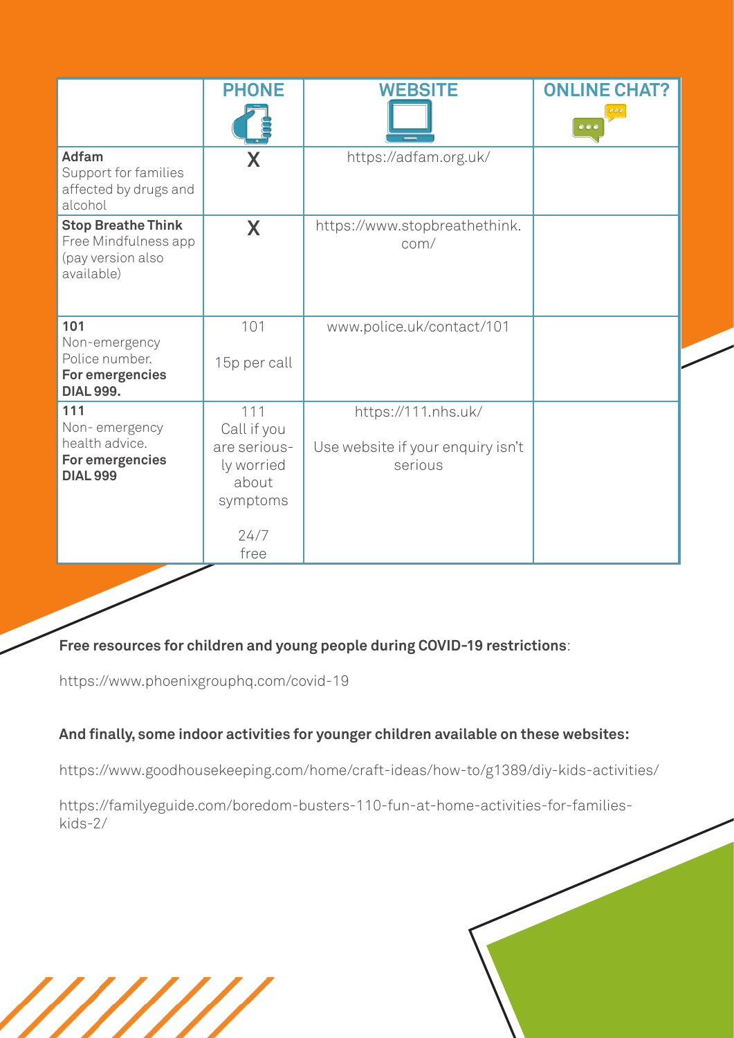| | PHONE | WEBSITE | ONLINE CHAT? |
|---|---|---|---|
| **Adfam** Support for families affected by drugs and alcohol | X | https://adfam.org.uk/ | |
| **Stop Breathe Think** Free Mindfulness app (pay version also available) | X | https://www.stopbreathethink.com/ | |
| **101** Non-emergency Police number. **For emergencies DIAL 999.** | 101 15p per call | www.police.uk/contact/101 | |
| **111** Non- emergency health advice. **For emergencies DIAL 999** | 111 Call if you are seriously worried about symptoms 24/7 free | https://111.nhs.uk/ Use website if your enquiry isn't serious | |

**Free resources for children and young people during COVID-19 restrictions**:

https://www.phoenixgrouphq.com/covid-19

**And finally, some indoor activities for younger children available on these websites:**

https://www.goodhousekeeping.com/home/craft-ideas/how-to/g1389/diy-kids-activities/

https://familyeguide.com/boredom-busters-110-fun-at-home-activities-for-families-kids-2/